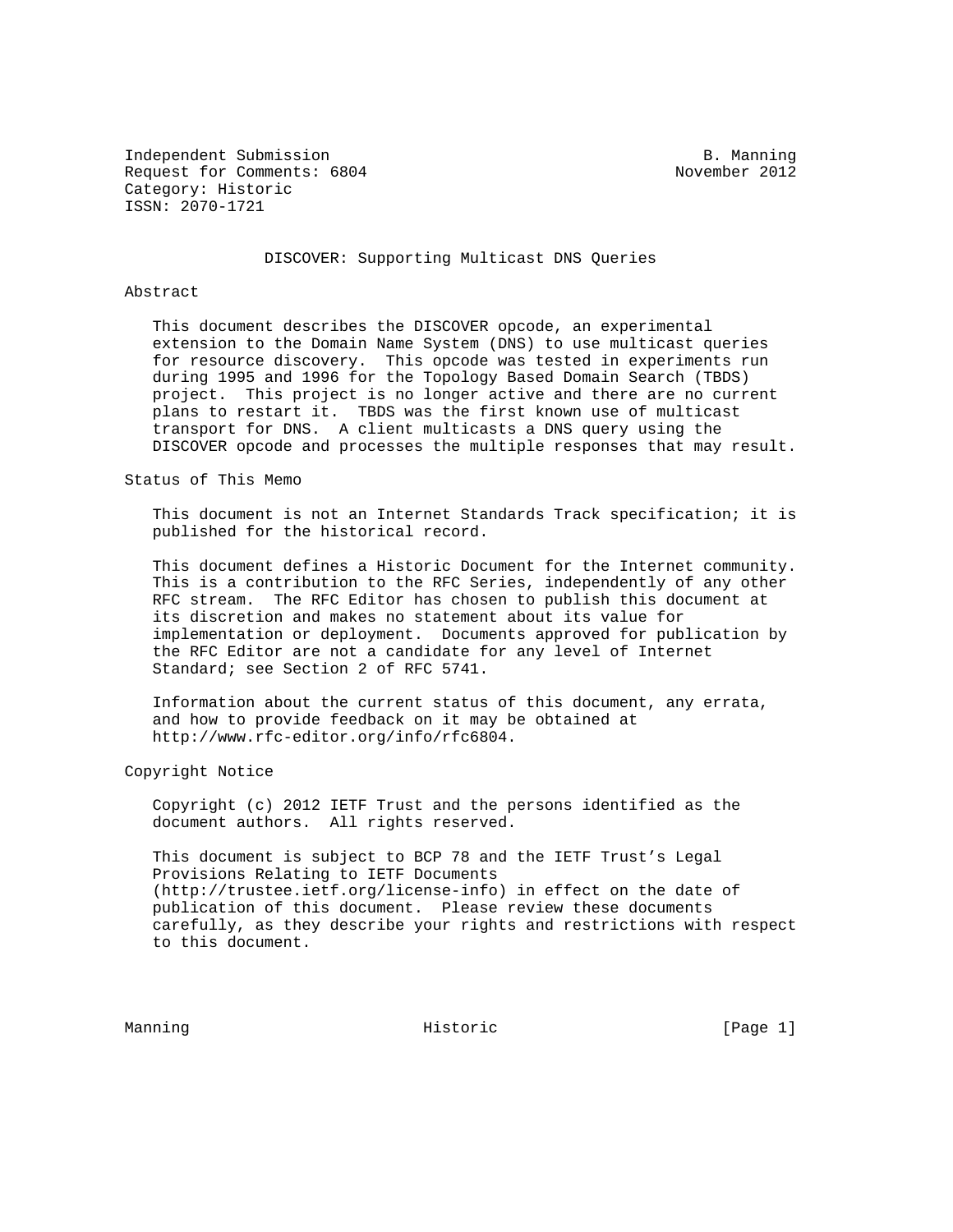Independent Submission B. Manning
Request for Comments: 6804 November 2012
Category: Historic
ISSN: 2070-1721

# DISCOVER: Supporting Multicast DNS Queries

## Abstract

This document describes the DISCOVER opcode, an experimental extension to the Domain Name System (DNS) to use multicast queries for resource discovery. This opcode was tested in experiments run during 1995 and 1996 for the Topology Based Domain Search (TBDS) project. This project is no longer active and there are no current plans to restart it. TBDS was the first known use of multicast transport for DNS. A client multicasts a DNS query using the DISCOVER opcode and processes the multiple responses that may result.

## Status of This Memo

This document is not an Internet Standards Track specification; it is published for the historical record.

This document defines a Historic Document for the Internet community. This is a contribution to the RFC Series, independently of any other RFC stream. The RFC Editor has chosen to publish this document at its discretion and makes no statement about its value for implementation or deployment. Documents approved for publication by the RFC Editor are not a candidate for any level of Internet Standard; see Section 2 of RFC 5741.

Information about the current status of this document, any errata, and how to provide feedback on it may be obtained at http://www.rfc-editor.org/info/rfc6804.

## Copyright Notice

Copyright (c) 2012 IETF Trust and the persons identified as the document authors. All rights reserved.

This document is subject to BCP 78 and the IETF Trust's Legal Provisions Relating to IETF Documents (http://trustee.ietf.org/license-info) in effect on the date of publication of this document. Please review these documents carefully, as they describe your rights and restrictions with respect to this document.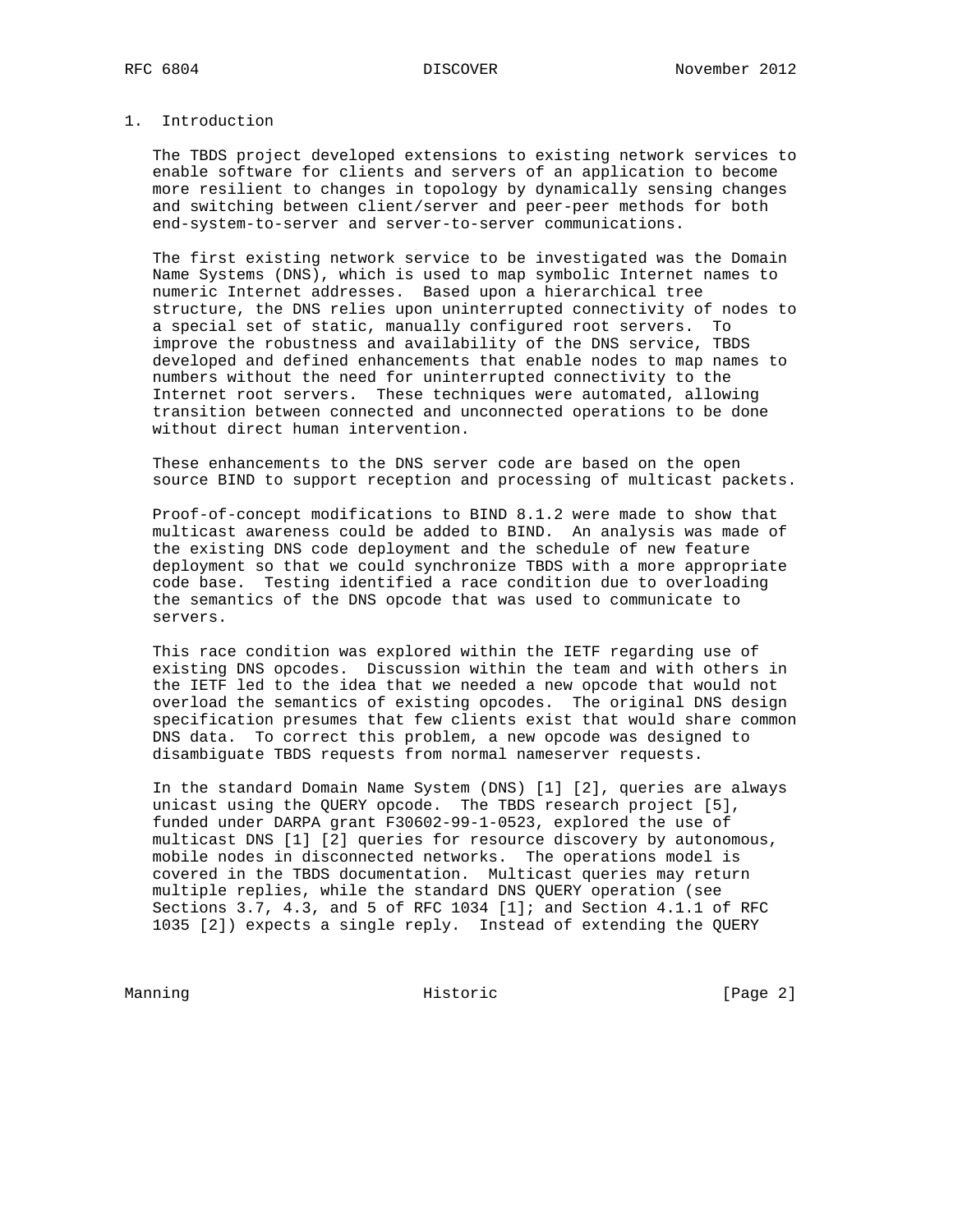## 1. Introduction

The TBDS project developed extensions to existing network services to enable software for clients and servers of an application to become more resilient to changes in topology by dynamically sensing changes and switching between client/server and peer-peer methods for both end-system-to-server and server-to-server communications.

The first existing network service to be investigated was the Domain Name Systems (DNS), which is used to map symbolic Internet names to numeric Internet addresses. Based upon a hierarchical tree structure, the DNS relies upon uninterrupted connectivity of nodes to a special set of static, manually configured root servers. To improve the robustness and availability of the DNS service, TBDS developed and defined enhancements that enable nodes to map names to numbers without the need for uninterrupted connectivity to the Internet root servers. These techniques were automated, allowing transition between connected and unconnected operations to be done without direct human intervention.

These enhancements to the DNS server code are based on the open source BIND to support reception and processing of multicast packets.

Proof-of-concept modifications to BIND 8.1.2 were made to show that multicast awareness could be added to BIND. An analysis was made of the existing DNS code deployment and the schedule of new feature deployment so that we could synchronize TBDS with a more appropriate code base. Testing identified a race condition due to overloading the semantics of the DNS opcode that was used to communicate to servers.

This race condition was explored within the IETF regarding use of existing DNS opcodes. Discussion within the team and with others in the IETF led to the idea that we needed a new opcode that would not overload the semantics of existing opcodes. The original DNS design specification presumes that few clients exist that would share common DNS data. To correct this problem, a new opcode was designed to disambiguate TBDS requests from normal nameserver requests.

In the standard Domain Name System (DNS) [1] [2], queries are always unicast using the QUERY opcode. The TBDS research project [5], funded under DARPA grant F30602-99-1-0523, explored the use of multicast DNS [1] [2] queries for resource discovery by autonomous, mobile nodes in disconnected networks. The operations model is covered in the TBDS documentation. Multicast queries may return multiple replies, while the standard DNS QUERY operation (see Sections 3.7, 4.3, and 5 of RFC 1034 [1]; and Section 4.1.1 of RFC 1035 [2]) expects a single reply. Instead of extending the QUERY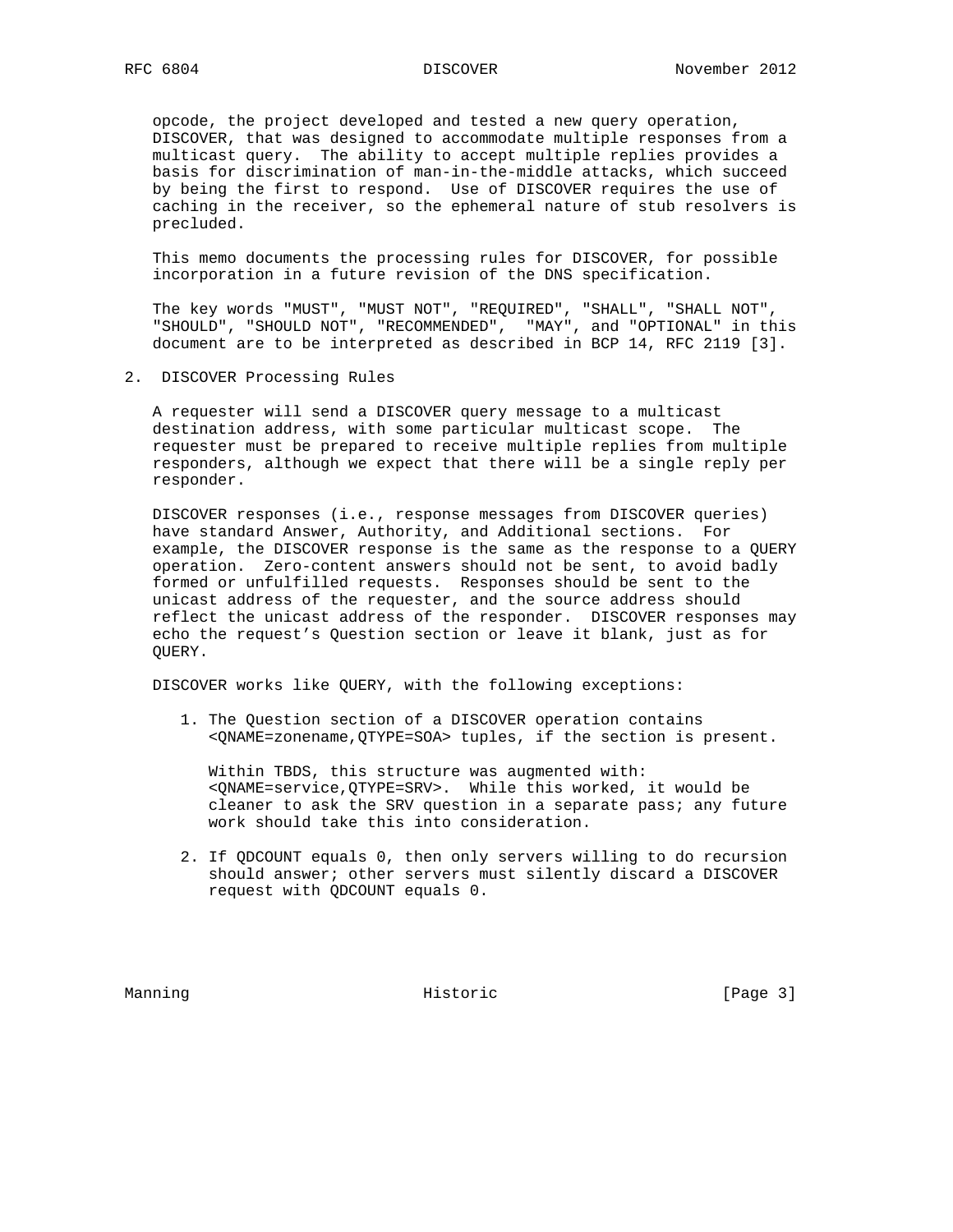opcode, the project developed and tested a new query operation, DISCOVER, that was designed to accommodate multiple responses from a multicast query. The ability to accept multiple replies provides a basis for discrimination of man-in-the-middle attacks, which succeed by being the first to respond. Use of DISCOVER requires the use of caching in the receiver, so the ephemeral nature of stub resolvers is precluded.

This memo documents the processing rules for DISCOVER, for possible incorporation in a future revision of the DNS specification.

The key words "MUST", "MUST NOT", "REQUIRED", "SHALL", "SHALL NOT", "SHOULD", "SHOULD NOT", "RECOMMENDED", "MAY", and "OPTIONAL" in this document are to be interpreted as described in BCP 14, RFC 2119 [3].

## 2. DISCOVER Processing Rules

A requester will send a DISCOVER query message to a multicast destination address, with some particular multicast scope. The requester must be prepared to receive multiple replies from multiple responders, although we expect that there will be a single reply per responder.

DISCOVER responses (i.e., response messages from DISCOVER queries) have standard Answer, Authority, and Additional sections. For example, the DISCOVER response is the same as the response to a QUERY operation. Zero-content answers should not be sent, to avoid badly formed or unfulfilled requests. Responses should be sent to the unicast address of the requester, and the source address should reflect the unicast address of the responder. DISCOVER responses may echo the request's Question section or leave it blank, just as for QUERY.

DISCOVER works like QUERY, with the following exceptions:

1. The Question section of a DISCOVER operation contains <QNAME=zonename,QTYPE=SOA> tuples, if the section is present.

   Within TBDS, this structure was augmented with: <QNAME=service,QTYPE=SRV>. While this worked, it would be cleaner to ask the SRV question in a separate pass; any future work should take this into consideration.

2. If QDCOUNT equals 0, then only servers willing to do recursion should answer; other servers must silently discard a DISCOVER request with QDCOUNT equals 0.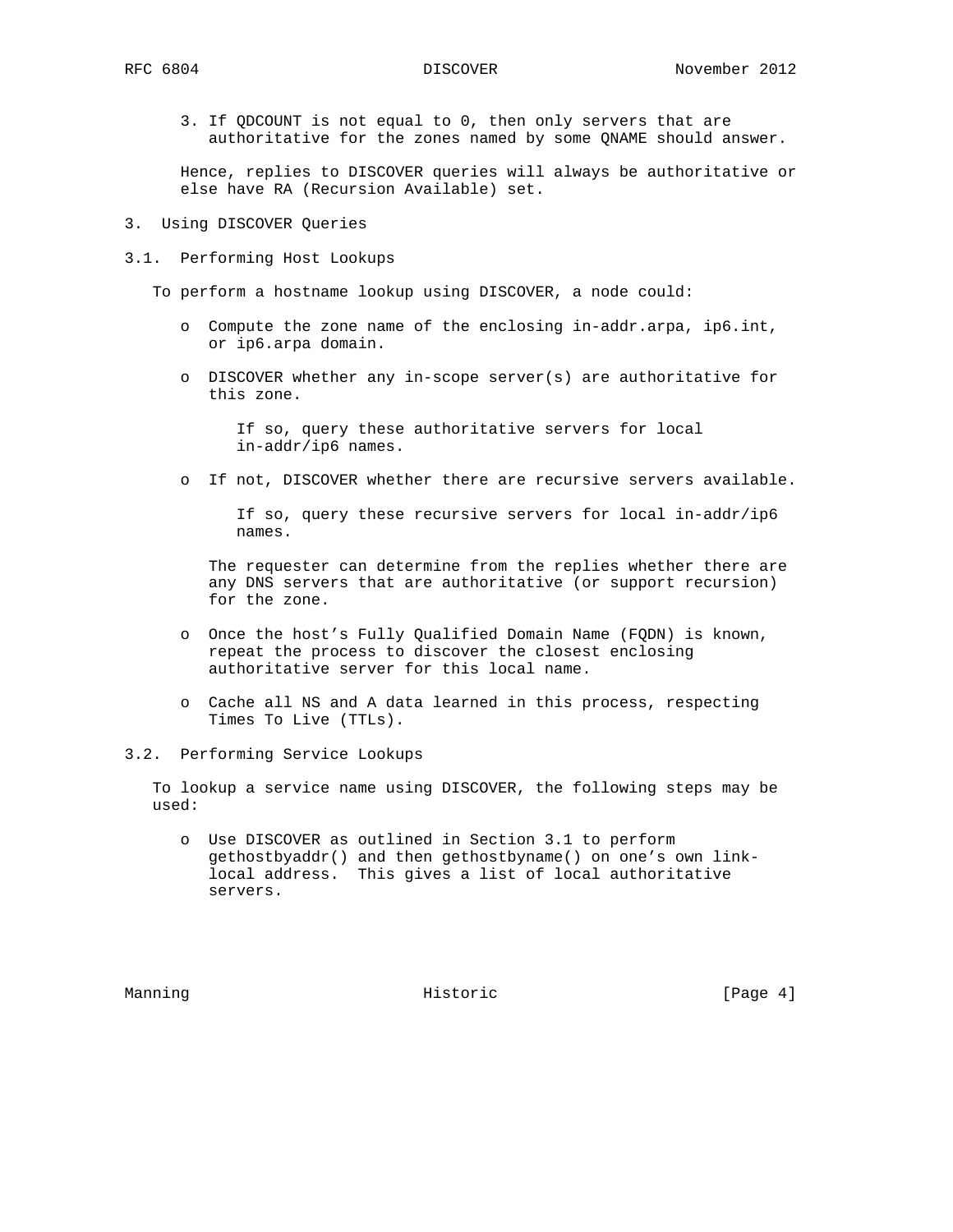3. If QDCOUNT is not equal to 0, then only servers that are authoritative for the zones named by some QNAME should answer.

Hence, replies to DISCOVER queries will always be authoritative or else have RA (Recursion Available) set.

## 3. Using DISCOVER Queries

### 3.1. Performing Host Lookups

To perform a hostname lookup using DISCOVER, a node could:

- Compute the zone name of the enclosing in-addr.arpa, ip6.int, or ip6.arpa domain.
- DISCOVER whether any in-scope server(s) are authoritative for this zone.

  If so, query these authoritative servers for local in-addr/ip6 names.

- If not, DISCOVER whether there are recursive servers available.

  If so, query these recursive servers for local in-addr/ip6 names.

  The requester can determine from the replies whether there are any DNS servers that are authoritative (or support recursion) for the zone.

- Once the host's Fully Qualified Domain Name (FQDN) is known, repeat the process to discover the closest enclosing authoritative server for this local name.
- Cache all NS and A data learned in this process, respecting Times To Live (TTLs).

### 3.2. Performing Service Lookups

To lookup a service name using DISCOVER, the following steps may be used:

- Use DISCOVER as outlined in Section 3.1 to perform gethostbyaddr() and then gethostbyname() on one's own link-local address. This gives a list of local authoritative servers.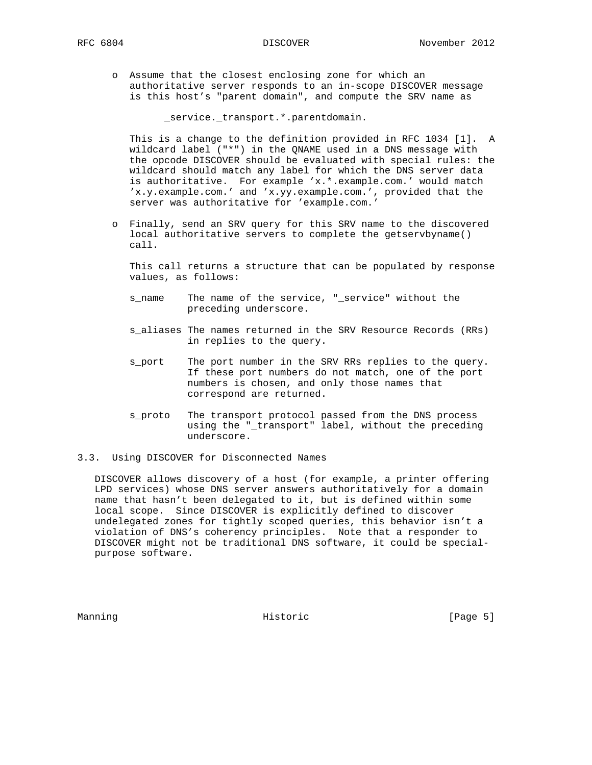- Assume that the closest enclosing zone for which an authoritative server responds to an in-scope DISCOVER message is this host's "parent domain", and compute the SRV name as

  ```
  _service._transport.*.parentdomain.
  ```

  This is a change to the definition provided in RFC 1034 [1]. A wildcard label ("*") in the QNAME used in a DNS message with the opcode DISCOVER should be evaluated with special rules: the wildcard should match any label for which the DNS server data is authoritative. For example 'x.*.example.com.' would match 'x.y.example.com.' and 'x.yy.example.com.', provided that the server was authoritative for 'example.com.'

- Finally, send an SRV query for this SRV name to the discovered local authoritative servers to complete the getservbyname() call.

  This call returns a structure that can be populated by response values, as follows:

  - s_name: The name of the service, "_service" without the preceding underscore.
  - s_aliases: The names returned in the SRV Resource Records (RRs) in replies to the query.
  - s_port: The port number in the SRV RRs replies to the query. If these port numbers do not match, one of the port numbers is chosen, and only those names that correspond are returned.
  - s_proto: The transport protocol passed from the DNS process using the "_transport" label, without the preceding underscore.

### 3.3. Using DISCOVER for Disconnected Names

DISCOVER allows discovery of a host (for example, a printer offering LPD services) whose DNS server answers authoritatively for a domain name that hasn't been delegated to it, but is defined within some local scope. Since DISCOVER is explicitly defined to discover undelegated zones for tightly scoped queries, this behavior isn't a violation of DNS's coherency principles. Note that a responder to DISCOVER might not be traditional DNS software, it could be special-purpose software.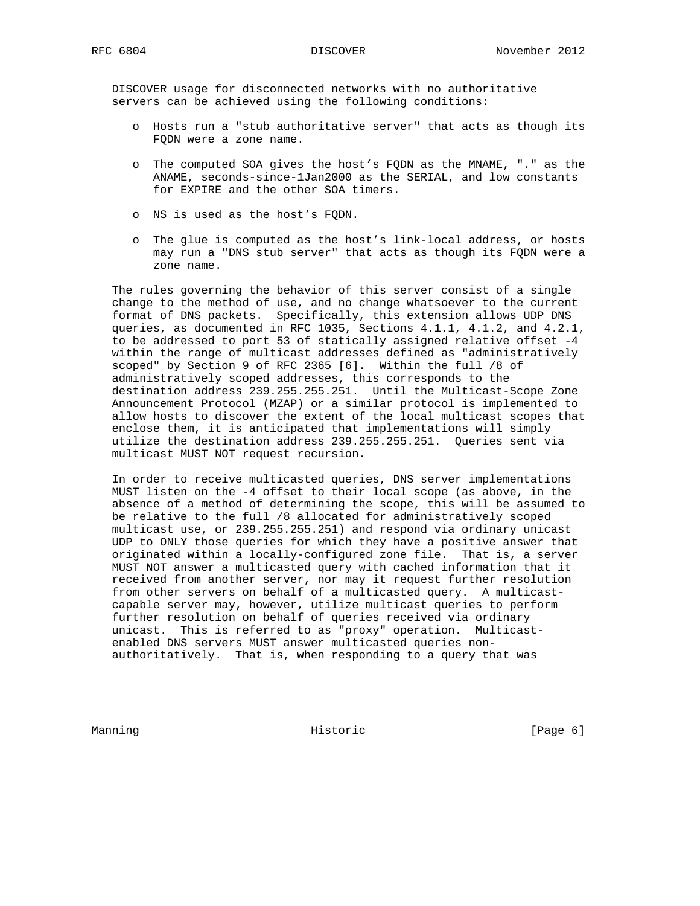DISCOVER usage for disconnected networks with no authoritative servers can be achieved using the following conditions:

- Hosts run a "stub authoritative server" that acts as though its FQDN were a zone name.
- The computed SOA gives the host's FQDN as the MNAME, "." as the ANAME, seconds-since-1Jan2000 as the SERIAL, and low constants for EXPIRE and the other SOA timers.
- NS is used as the host's FQDN.
- The glue is computed as the host's link-local address, or hosts may run a "DNS stub server" that acts as though its FQDN were a zone name.

The rules governing the behavior of this server consist of a single change to the method of use, and no change whatsoever to the current format of DNS packets. Specifically, this extension allows UDP DNS queries, as documented in RFC 1035, Sections 4.1.1, 4.1.2, and 4.2.1, to be addressed to port 53 of statically assigned relative offset -4 within the range of multicast addresses defined as "administratively scoped" by Section 9 of RFC 2365 [6]. Within the full /8 of administratively scoped addresses, this corresponds to the destination address 239.255.255.251. Until the Multicast-Scope Zone Announcement Protocol (MZAP) or a similar protocol is implemented to allow hosts to discover the extent of the local multicast scopes that enclose them, it is anticipated that implementations will simply utilize the destination address 239.255.255.251. Queries sent via multicast MUST NOT request recursion.

In order to receive multicasted queries, DNS server implementations MUST listen on the -4 offset to their local scope (as above, in the absence of a method of determining the scope, this will be assumed to be relative to the full /8 allocated for administratively scoped multicast use, or 239.255.255.251) and respond via ordinary unicast UDP to ONLY those queries for which they have a positive answer that originated within a locally-configured zone file. That is, a server MUST NOT answer a multicasted query with cached information that it received from another server, nor may it request further resolution from other servers on behalf of a multicasted query. A multicast-capable server may, however, utilize multicast queries to perform further resolution on behalf of queries received via ordinary unicast. This is referred to as "proxy" operation. Multicast-enabled DNS servers MUST answer multicasted queries non-authoritatively. That is, when responding to a query that was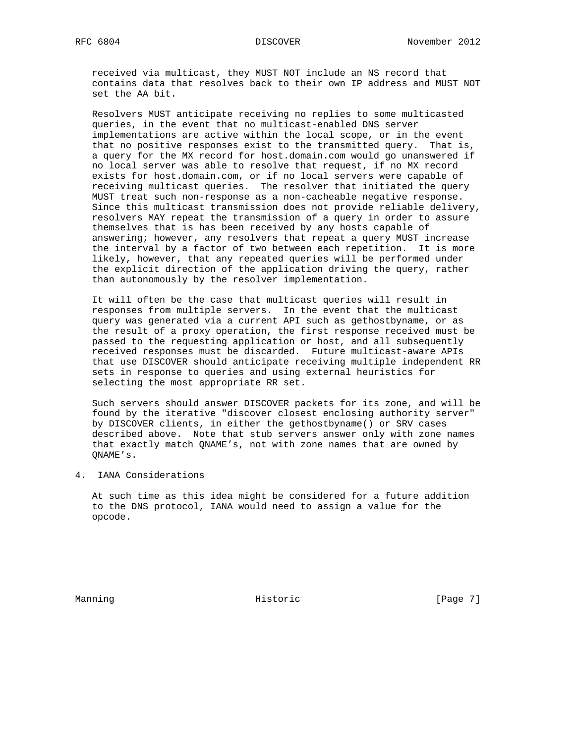received via multicast, they MUST NOT include an NS record that contains data that resolves back to their own IP address and MUST NOT set the AA bit.

Resolvers MUST anticipate receiving no replies to some multicasted queries, in the event that no multicast-enabled DNS server implementations are active within the local scope, or in the event that no positive responses exist to the transmitted query. That is, a query for the MX record for host.domain.com would go unanswered if no local server was able to resolve that request, if no MX record exists for host.domain.com, or if no local servers were capable of receiving multicast queries. The resolver that initiated the query MUST treat such non-response as a non-cacheable negative response. Since this multicast transmission does not provide reliable delivery, resolvers MAY repeat the transmission of a query in order to assure themselves that is has been received by any hosts capable of answering; however, any resolvers that repeat a query MUST increase the interval by a factor of two between each repetition. It is more likely, however, that any repeated queries will be performed under the explicit direction of the application driving the query, rather than autonomously by the resolver implementation.

It will often be the case that multicast queries will result in responses from multiple servers. In the event that the multicast query was generated via a current API such as gethostbyname, or as the result of a proxy operation, the first response received must be passed to the requesting application or host, and all subsequently received responses must be discarded. Future multicast-aware APIs that use DISCOVER should anticipate receiving multiple independent RR sets in response to queries and using external heuristics for selecting the most appropriate RR set.

Such servers should answer DISCOVER packets for its zone, and will be found by the iterative "discover closest enclosing authority server" by DISCOVER clients, in either the gethostbyname() or SRV cases described above. Note that stub servers answer only with zone names that exactly match QNAME’s, not with zone names that are owned by QNAME’s.

## 4. IANA Considerations

At such time as this idea might be considered for a future addition to the DNS protocol, IANA would need to assign a value for the opcode.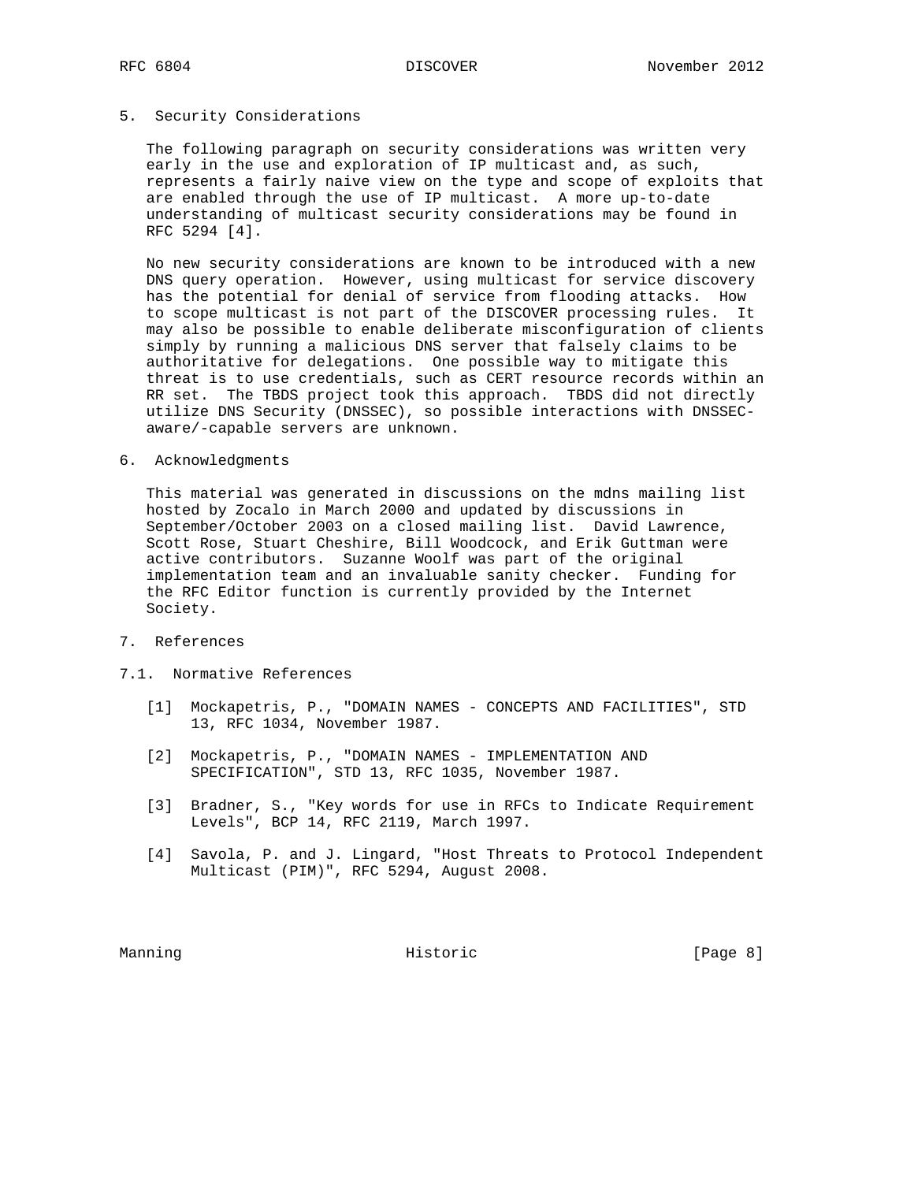## 5. Security Considerations

The following paragraph on security considerations was written very early in the use and exploration of IP multicast and, as such, represents a fairly naive view on the type and scope of exploits that are enabled through the use of IP multicast. A more up-to-date understanding of multicast security considerations may be found in RFC 5294 [4].

No new security considerations are known to be introduced with a new DNS query operation. However, using multicast for service discovery has the potential for denial of service from flooding attacks. How to scope multicast is not part of the DISCOVER processing rules. It may also be possible to enable deliberate misconfiguration of clients simply by running a malicious DNS server that falsely claims to be authoritative for delegations. One possible way to mitigate this threat is to use credentials, such as CERT resource records within an RR set. The TBDS project took this approach. TBDS did not directly utilize DNS Security (DNSSEC), so possible interactions with DNSSEC-aware/-capable servers are unknown.

## 6. Acknowledgments

This material was generated in discussions on the mdns mailing list hosted by Zocalo in March 2000 and updated by discussions in September/October 2003 on a closed mailing list. David Lawrence, Scott Rose, Stuart Cheshire, Bill Woodcock, and Erik Guttman were active contributors. Suzanne Woolf was part of the original implementation team and an invaluable sanity checker. Funding for the RFC Editor function is currently provided by the Internet Society.

## 7. References

### 7.1. Normative References

[1] Mockapetris, P., "DOMAIN NAMES - CONCEPTS AND FACILITIES", STD 13, RFC 1034, November 1987.

[2] Mockapetris, P., "DOMAIN NAMES - IMPLEMENTATION AND SPECIFICATION", STD 13, RFC 1035, November 1987.

[3] Bradner, S., "Key words for use in RFCs to Indicate Requirement Levels", BCP 14, RFC 2119, March 1997.

[4] Savola, P. and J. Lingard, "Host Threats to Protocol Independent Multicast (PIM)", RFC 5294, August 2008.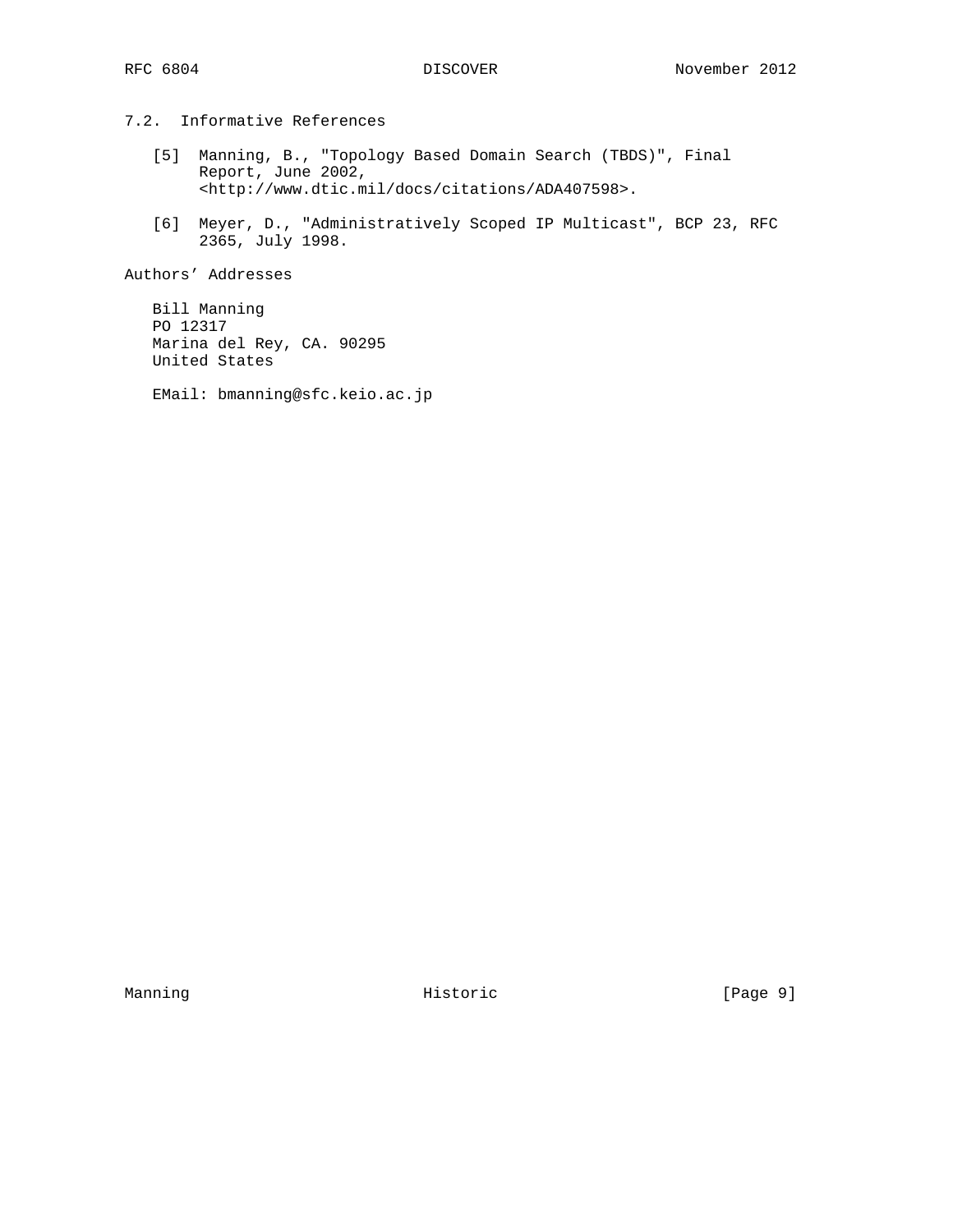### 7.2. Informative References

[5] Manning, B., "Topology Based Domain Search (TBDS)", Final Report, June 2002, <http://www.dtic.mil/docs/citations/ADA407598>.

[6] Meyer, D., "Administratively Scoped IP Multicast", BCP 23, RFC 2365, July 1998.

## Authors' Addresses

Bill Manning
PO 12317
Marina del Rey, CA. 90295
United States

EMail: bmanning@sfc.keio.ac.jp